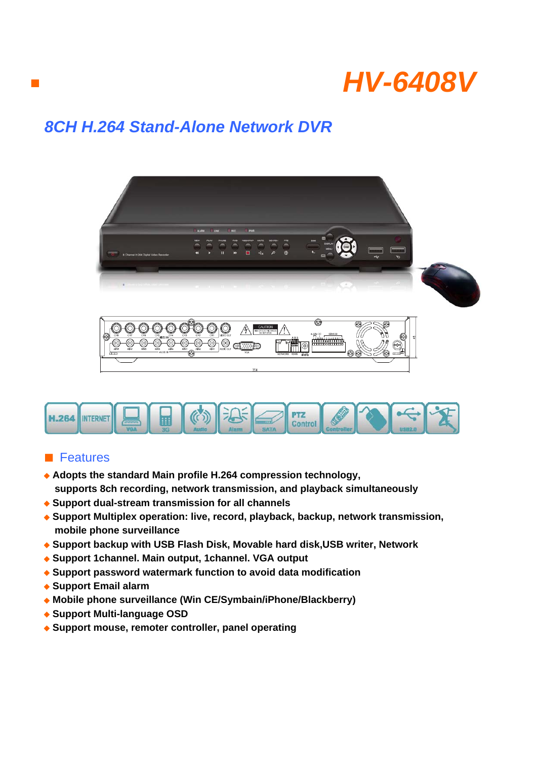# HV-6408V

## 8CH H.264 Stand-Alone Network DVR

## Features

- Adopts the standard Main profile H.264 compression technology, supports 8ch recording, network transmission, and playback simultaneously
- Support dual-stream transmission for all channels
- Support Multiplex operation: live, record, playback, backup, network transmission, mobile phone surveillance
- Support backup with USB Flash Disk, Movable hard disk,USB writer, Network
- Support 1channel. Main output, 1channel. VGA output
- Support password watermark function to avoid data modification
- Support Email alarm
- Mobile phone surveillance (Win CE/Symbain/iPhone/Blackberry)
- Support Multi-language OSD
- Support mouse, remoter controller, panel operating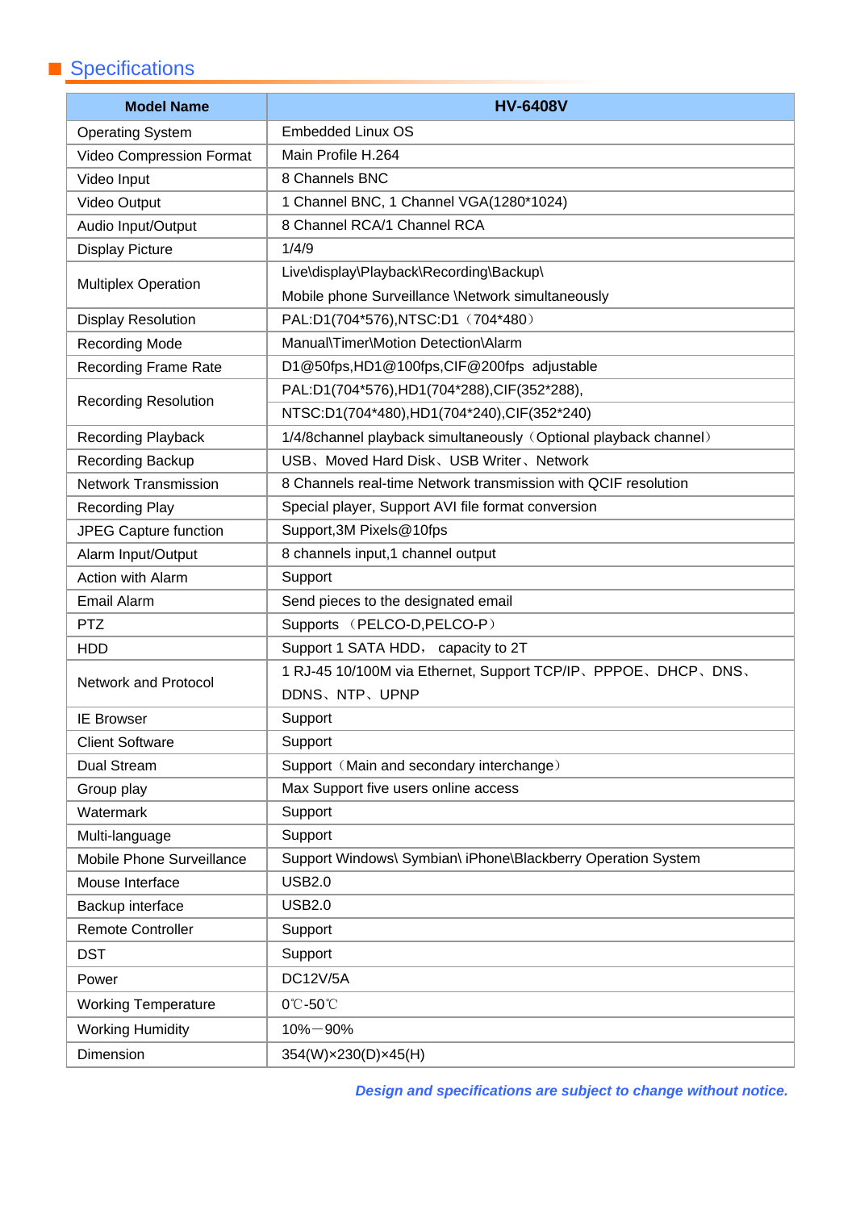## Specifications

| Model Name | HV-6408V |
|---|---|
| Operating System | Embedded Linux OS |
| Video Compression Format | Main Profile H.264 |
| Video Input | 8 Channels BNC |
| Video Output | 1 Channel BNC, 1 Channel VGA(1280*1024) |
| Audio Input/Output | 8 Channel RCA/1 Channel RCA |
| Display Picture | 1/4/9 |
| Multiplex Operation | Live\display\Playback\Recording\Backup\ Mobile phone Surveillance \Network simultaneously |
| Display Resolution | PAL:D1(704*576),NTSC:D1（704*480） |
| Recording Mode | Manual\Timer\Motion Detection\Alarm |
| Recording Frame Rate | D1@50fps,HD1@100fps,CIF@200fps adjustable |
| Recording Resolution | PAL:D1(704*576),HD1(704*288),CIF(352*288), NTSC:D1(704*480),HD1(704*240),CIF(352*240) |
| Recording Playback | 1/4/8channel playback simultaneously（Optional playback channel） |
| Recording Backup | USB、Moved Hard Disk、USB Writer、Network |
| Network Transmission | 8 Channels real-time Network transmission with QCIF resolution |
| Recording Play | Special player, Support AVI file format conversion |
| JPEG Capture function | Support,3M Pixels@10fps |
| Alarm Input/Output | 8 channels input,1 channel output |
| Action with Alarm | Support |
| Email Alarm | Send pieces to the designated email |
| PTZ | Supports （PELCO-D,PELCO-P） |
| HDD | Support 1 SATA HDD， capacity to 2T |
| Network and Protocol | 1 RJ-45 10/100M via Ethernet, Support TCP/IP、PPPOE、DHCP、DNS、DDNS、NTP、UPNP |
| IE Browser | Support |
| Client Software | Support |
| Dual Stream | Support（Main and secondary interchange） |
| Group play | Max Support five users online access |
| Watermark | Support |
| Multi-language | Support |
| Mobile Phone Surveillance | Support Windows\ Symbian\ iPhone\Blackberry Operation System |
| Mouse Interface | USB2.0 |
| Backup interface | USB2.0 |
| Remote Controller | Support |
| DST | Support |
| Power | DC12V/5A |
| Working Temperature | 0℃-50℃ |
| Working Humidity | 10%－90% |
| Dimension | 354(W)×230(D)×45(H) |

***Design and specifications are subject to change without notice.***